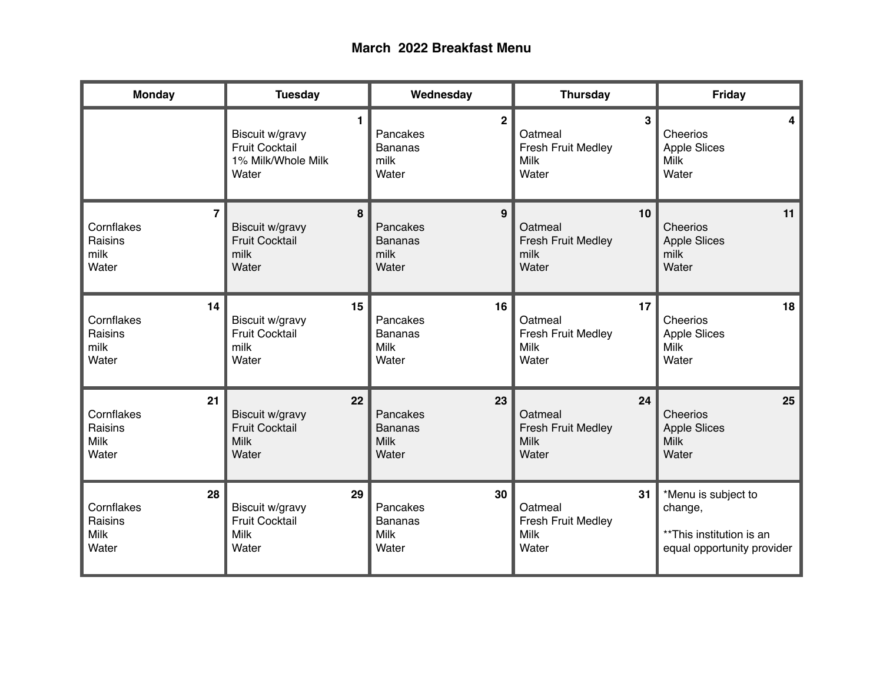# March 2022 Breakfast Menu

| Monday | Tuesday | Wednesday | Thursday | Friday |
|---|---|---|---|---|
| | **1**<br>Biscuit w/gravy<br>Fruit Cocktail<br>1% Milk/Whole Milk<br>Water | **2**<br>Pancakes<br>Bananas<br>milk<br>Water | **3**<br>Oatmeal<br>Fresh Fruit Medley<br>Milk<br>Water | **4**<br>Cheerios<br>Apple Slices<br>Milk<br>Water |
| **7**<br>Cornflakes<br>Raisins<br>milk<br>Water | **8**<br>Biscuit w/gravy<br>Fruit Cocktail<br>milk<br>Water | **9**<br>Pancakes<br>Bananas<br>milk<br>Water | **10**<br>Oatmeal<br>Fresh Fruit Medley<br>milk<br>Water | **11**<br>Cheerios<br>Apple Slices<br>milk<br>Water |
| **14**<br>Cornflakes<br>Raisins<br>milk<br>Water | **15**<br>Biscuit w/gravy<br>Fruit Cocktail<br>milk<br>Water | **16**<br>Pancakes<br>Bananas<br>Milk<br>Water | **17**<br>Oatmeal<br>Fresh Fruit Medley<br>Milk<br>Water | **18**<br>Cheerios<br>Apple Slices<br>Milk<br>Water |
| **21**<br>Cornflakes<br>Raisins<br>Milk<br>Water | **22**<br>Biscuit w/gravy<br>Fruit Cocktail<br>Milk<br>Water | **23**<br>Pancakes<br>Bananas<br>Milk<br>Water | **24**<br>Oatmeal<br>Fresh Fruit Medley<br>Milk<br>Water | **25**<br>Cheerios<br>Apple Slices<br>Milk<br>Water |
| **28**<br>Cornflakes<br>Raisins<br>Milk<br>Water | **29**<br>Biscuit w/gravy<br>Fruit Cocktail<br>Milk<br>Water | **30**<br>Pancakes<br>Bananas<br>Milk<br>Water | **31**<br>Oatmeal<br>Fresh Fruit Medley<br>Milk<br>Water | *Menu is subject to change,<br><br>**This institution is an equal opportunity provider |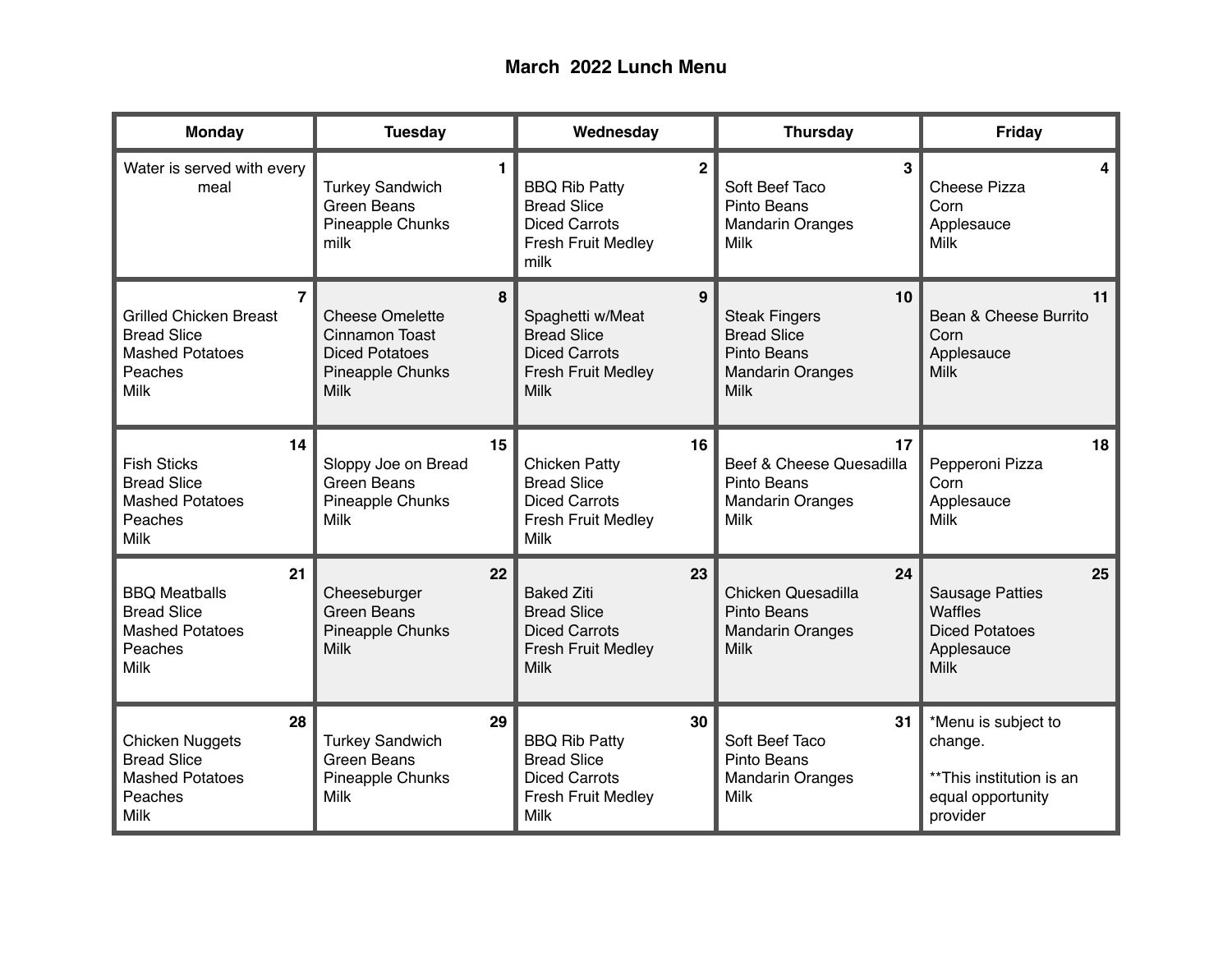# March 2022 Lunch Menu

| Monday | Tuesday | Wednesday | Thursday | Friday |
|---|---|---|---|---|
| Water is served with every meal | **1**<br>Turkey Sandwich<br>Green Beans<br>Pineapple Chunks<br>milk | **2**<br>BBQ Rib Patty<br>Bread Slice<br>Diced Carrots<br>Fresh Fruit Medley<br>milk | **3**<br>Soft Beef Taco<br>Pinto Beans<br>Mandarin Oranges<br>Milk | **4**<br>Cheese Pizza<br>Corn<br>Applesauce<br>Milk |
| **7**<br>Grilled Chicken Breast<br>Bread Slice<br>Mashed Potatoes<br>Peaches<br>Milk | **8**<br>Cheese Omelette<br>Cinnamon Toast<br>Diced Potatoes<br>Pineapple Chunks<br>Milk | **9**<br>Spaghetti w/Meat<br>Bread Slice<br>Diced Carrots<br>Fresh Fruit Medley<br>Milk | **10**<br>Steak Fingers<br>Bread Slice<br>Pinto Beans<br>Mandarin Oranges<br>Milk | **11**<br>Bean & Cheese Burrito<br>Corn<br>Applesauce<br>Milk |
| **14**<br>Fish Sticks<br>Bread Slice<br>Mashed Potatoes<br>Peaches<br>Milk | **15**<br>Sloppy Joe on Bread<br>Green Beans<br>Pineapple Chunks<br>Milk | **16**<br>Chicken Patty<br>Bread Slice<br>Diced Carrots<br>Fresh Fruit Medley<br>Milk | **17**<br>Beef & Cheese Quesadilla<br>Pinto Beans<br>Mandarin Oranges<br>Milk | **18**<br>Pepperoni Pizza<br>Corn<br>Applesauce<br>Milk |
| **21**<br>BBQ Meatballs<br>Bread Slice<br>Mashed Potatoes<br>Peaches<br>Milk | **22**<br>Cheeseburger<br>Green Beans<br>Pineapple Chunks<br>Milk | **23**<br>Baked Ziti<br>Bread Slice<br>Diced Carrots<br>Fresh Fruit Medley<br>Milk | **24**<br>Chicken Quesadilla<br>Pinto Beans<br>Mandarin Oranges<br>Milk | **25**<br>Sausage Patties<br>Waffles<br>Diced Potatoes<br>Applesauce<br>Milk |
| **28**<br>Chicken Nuggets<br>Bread Slice<br>Mashed Potatoes<br>Peaches<br>Milk | **29**<br>Turkey Sandwich<br>Green Beans<br>Pineapple Chunks<br>Milk | **30**<br>BBQ Rib Patty<br>Bread Slice<br>Diced Carrots<br>Fresh Fruit Medley<br>Milk | **31**<br>Soft Beef Taco<br>Pinto Beans<br>Mandarin Oranges<br>Milk | *Menu is subject to change.<br><br>**This institution is an equal opportunity provider |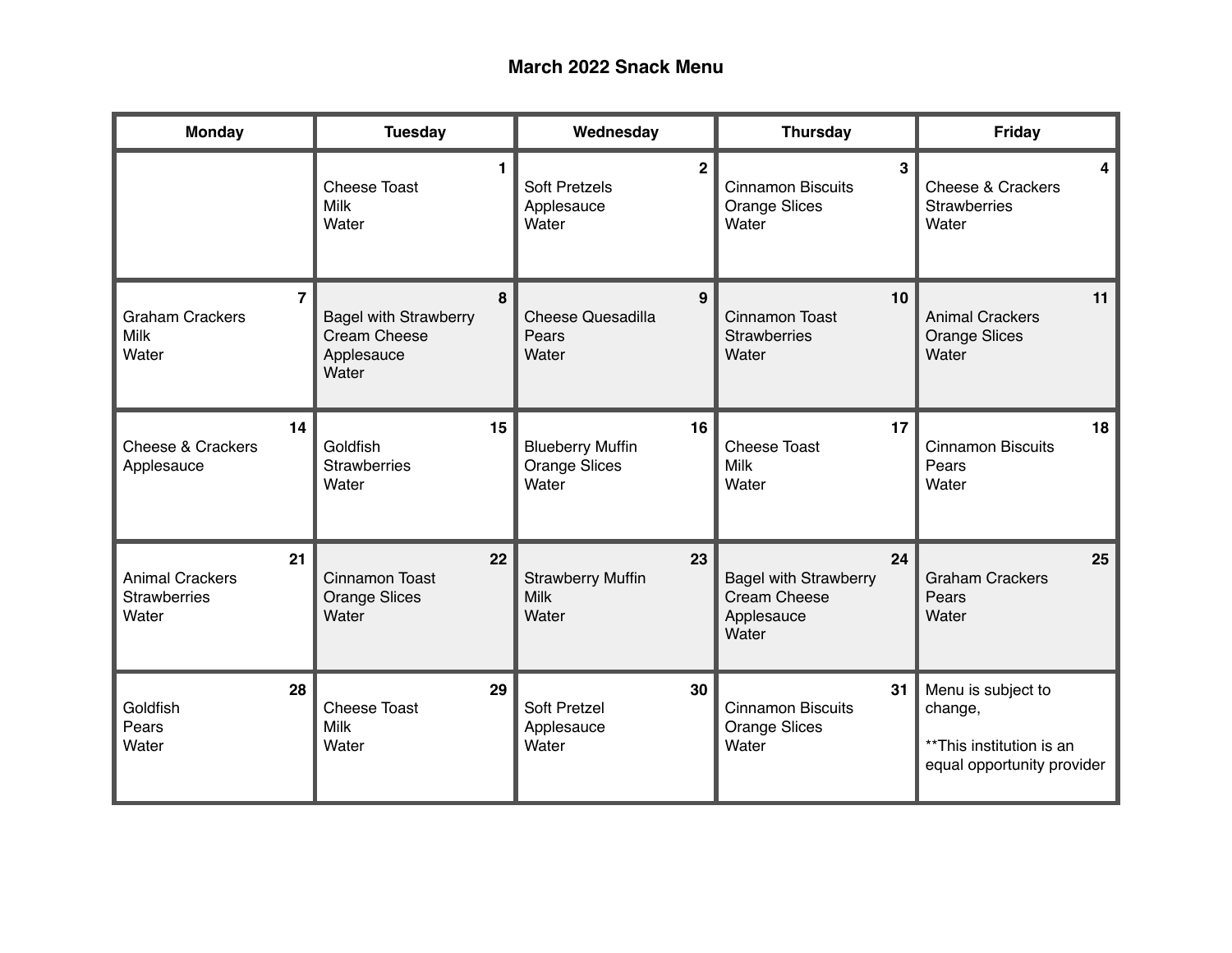# March 2022 Snack Menu

| Monday | Tuesday | Wednesday | Thursday | Friday |
|---|---|---|---|---|
| | **1** Cheese Toast Milk Water | **2** Soft Pretzels Applesauce Water | **3** Cinnamon Biscuits Orange Slices Water | **4** Cheese & Crackers Strawberries Water |
| **7** Graham Crackers Milk Water | **8** Bagel with Strawberry Cream Cheese Applesauce Water | **9** Cheese Quesadilla Pears Water | **10** Cinnamon Toast Strawberries Water | **11** Animal Crackers Orange Slices Water |
| **14** Cheese & Crackers Applesauce | **15** Goldfish Strawberries Water | **16** Blueberry Muffin Orange Slices Water | **17** Cheese Toast Milk Water | **18** Cinnamon Biscuits Pears Water |
| **21** Animal Crackers Strawberries Water | **22** Cinnamon Toast Orange Slices Water | **23** Strawberry Muffin Milk Water | **24** Bagel with Strawberry Cream Cheese Applesauce Water | **25** Graham Crackers Pears Water |
| **28** Goldfish Pears Water | **29** Cheese Toast Milk Water | **30** Soft Pretzel Applesauce Water | **31** Cinnamon Biscuits Orange Slices Water | Menu is subject to change, **This institution is an equal opportunity provider |